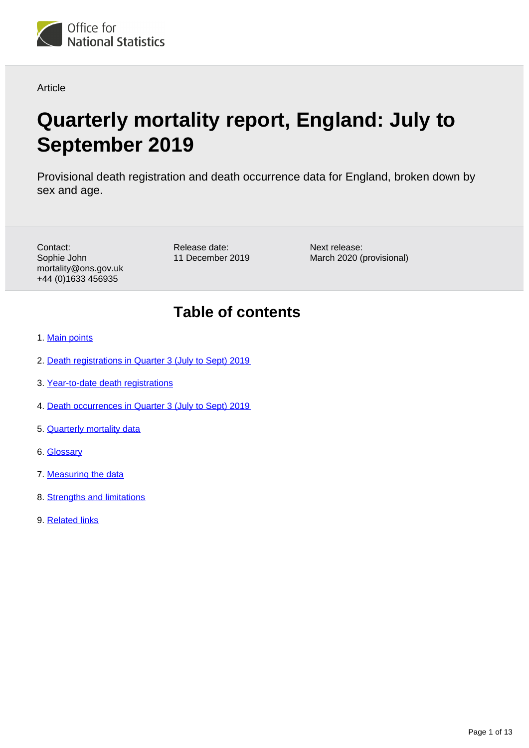Office for National Statistics

Article

# Quarterly mortality report, England: July to September 2019

Provisional death registration and death occurrence data for England, broken down by sex and age.

Contact:
Sophie John
mortality@ons.gov.uk
+44 (0)1633 456935

Release date:
11 December 2019

Next release:
March 2020 (provisional)

## Table of contents

1. Main points
2. Death registrations in Quarter 3 (July to Sept) 2019
3. Year-to-date death registrations
4. Death occurrences in Quarter 3 (July to Sept) 2019
5. Quarterly mortality data
6. Glossary
7. Measuring the data
8. Strengths and limitations
9. Related links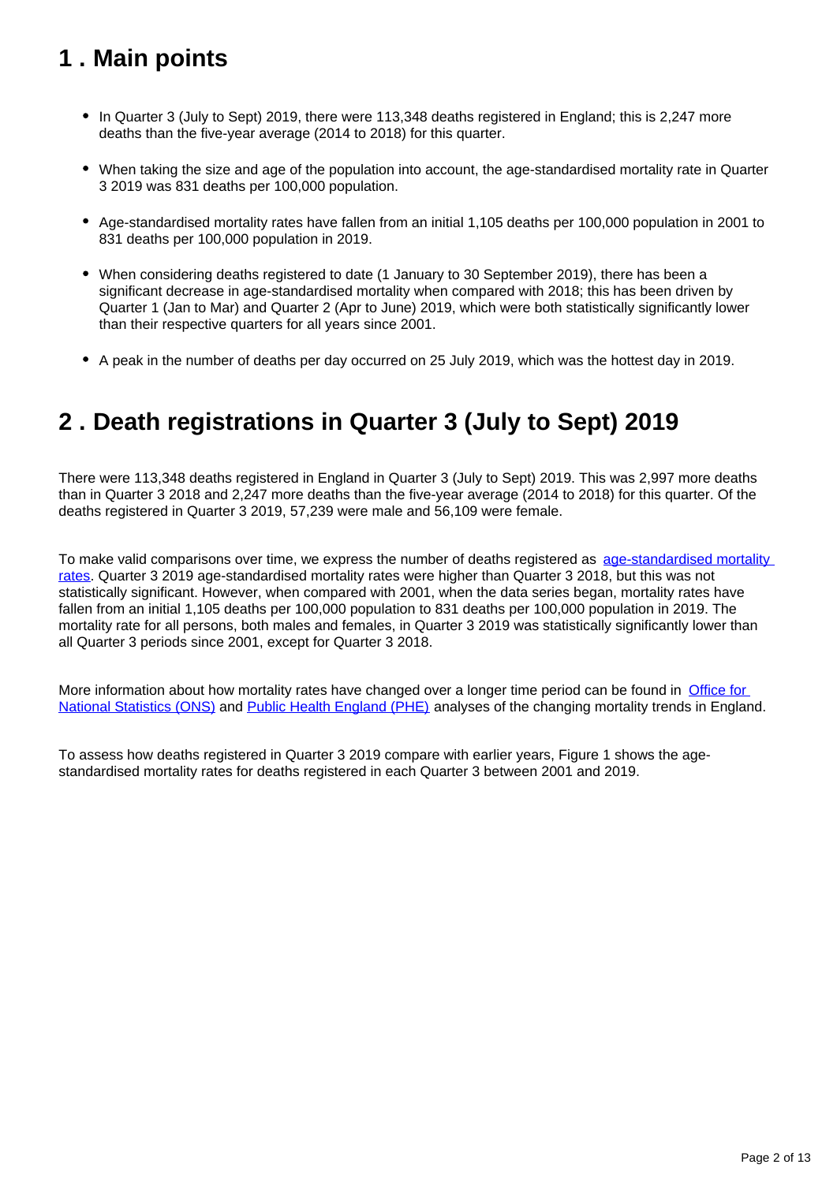## 1 . Main points

- In Quarter 3 (July to Sept) 2019, there were 113,348 deaths registered in England; this is 2,247 more deaths than the five-year average (2014 to 2018) for this quarter.
- When taking the size and age of the population into account, the age-standardised mortality rate in Quarter 3 2019 was 831 deaths per 100,000 population.
- Age-standardised mortality rates have fallen from an initial 1,105 deaths per 100,000 population in 2001 to 831 deaths per 100,000 population in 2019.
- When considering deaths registered to date (1 January to 30 September 2019), there has been a significant decrease in age-standardised mortality when compared with 2018; this has been driven by Quarter 1 (Jan to Mar) and Quarter 2 (Apr to June) 2019, which were both statistically significantly lower than their respective quarters for all years since 2001.
- A peak in the number of deaths per day occurred on 25 July 2019, which was the hottest day in 2019.

## 2 . Death registrations in Quarter 3 (July to Sept) 2019

There were 113,348 deaths registered in England in Quarter 3 (July to Sept) 2019. This was 2,997 more deaths than in Quarter 3 2018 and 2,247 more deaths than the five-year average (2014 to 2018) for this quarter. Of the deaths registered in Quarter 3 2019, 57,239 were male and 56,109 were female.

To make valid comparisons over time, we express the number of deaths registered as age-standardised mortality rates. Quarter 3 2019 age-standardised mortality rates were higher than Quarter 3 2018, but this was not statistically significant. However, when compared with 2001, when the data series began, mortality rates have fallen from an initial 1,105 deaths per 100,000 population to 831 deaths per 100,000 population in 2019. The mortality rate for all persons, both males and females, in Quarter 3 2019 was statistically significantly lower than all Quarter 3 periods since 2001, except for Quarter 3 2018.

More information about how mortality rates have changed over a longer time period can be found in Office for National Statistics (ONS) and Public Health England (PHE) analyses of the changing mortality trends in England.

To assess how deaths registered in Quarter 3 2019 compare with earlier years, Figure 1 shows the age-standardised mortality rates for deaths registered in each Quarter 3 between 2001 and 2019.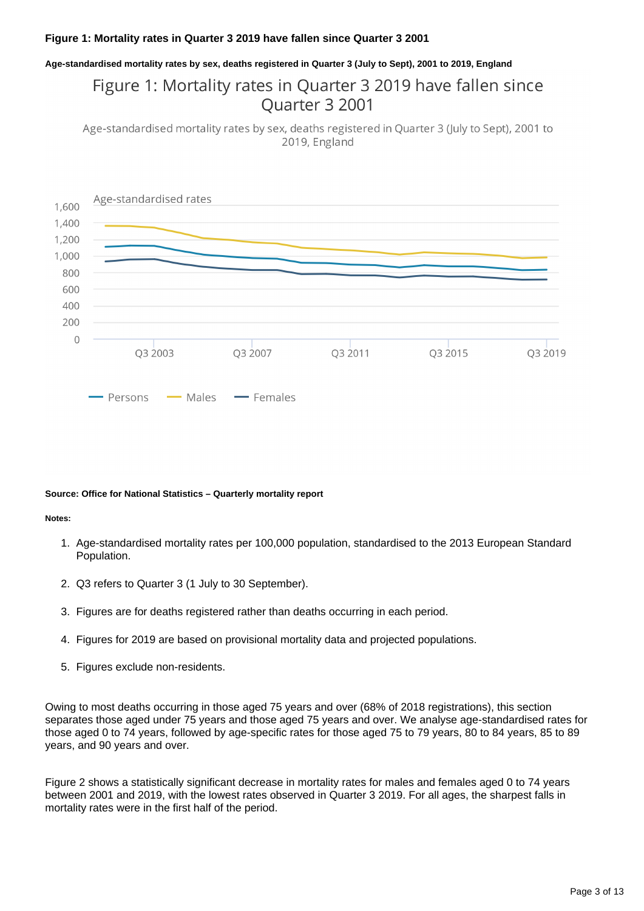**Figure 1: Mortality rates in Quarter 3 2019 have fallen since Quarter 3 2001**

**Age-standardised mortality rates by sex, deaths registered in Quarter 3 (July to Sept), 2001 to 2019, England**

**Source: Office for National Statistics – Quarterly mortality report**

**Notes:**

1. Age-standardised mortality rates per 100,000 population, standardised to the 2013 European Standard Population.
2. Q3 refers to Quarter 3 (1 July to 30 September).
3. Figures are for deaths registered rather than deaths occurring in each period.
4. Figures for 2019 are based on provisional mortality data and projected populations.
5. Figures exclude non-residents.

Owing to most deaths occurring in those aged 75 years and over (68% of 2018 registrations), this section separates those aged under 75 years and those aged 75 years and over. We analyse age-standardised rates for those aged 0 to 74 years, followed by age-specific rates for those aged 75 to 79 years, 80 to 84 years, 85 to 89 years, and 90 years and over.

Figure 2 shows a statistically significant decrease in mortality rates for males and females aged 0 to 74 years between 2001 and 2019, with the lowest rates observed in Quarter 3 2019. For all ages, the sharpest falls in mortality rates were in the first half of the period.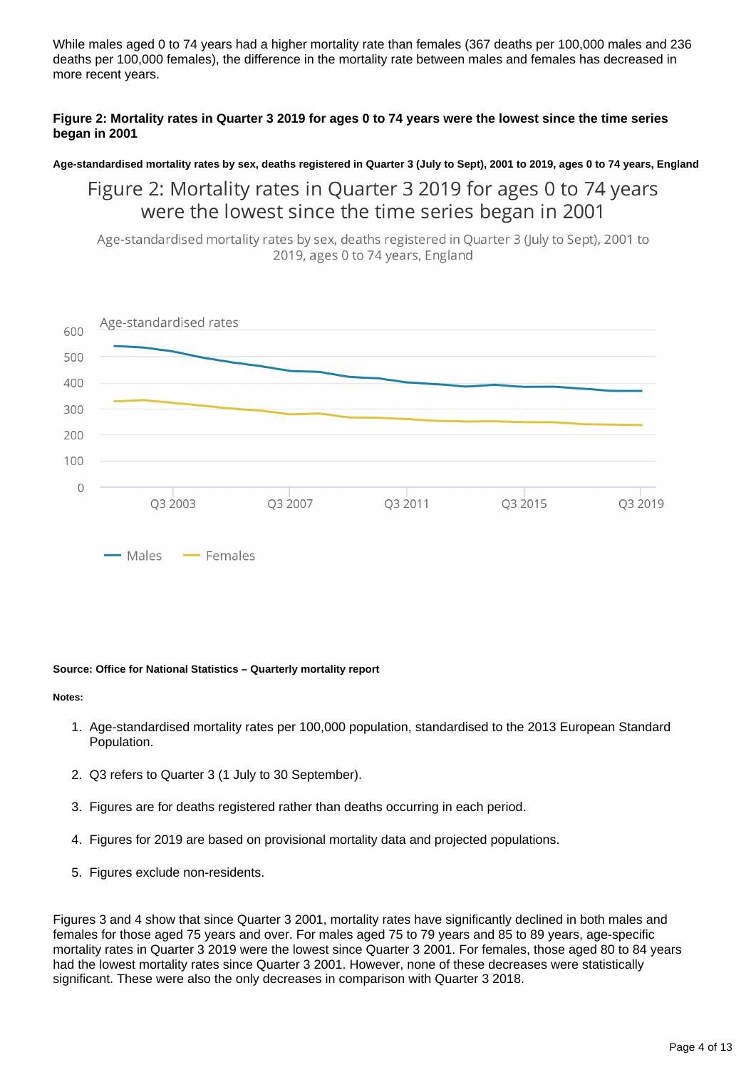While males aged 0 to 74 years had a higher mortality rate than females (367 deaths per 100,000 males and 236 deaths per 100,000 females), the difference in the mortality rate between males and females has decreased in more recent years.

**Figure 2: Mortality rates in Quarter 3 2019 for ages 0 to 74 years were the lowest since the time series began in 2001**

**Age-standardised mortality rates by sex, deaths registered in Quarter 3 (July to Sept), 2001 to 2019, ages 0 to 74 years, England**

**Source: Office for National Statistics – Quarterly mortality report**

**Notes:**

1. Age-standardised mortality rates per 100,000 population, standardised to the 2013 European Standard Population.
2. Q3 refers to Quarter 3 (1 July to 30 September).
3. Figures are for deaths registered rather than deaths occurring in each period.
4. Figures for 2019 are based on provisional mortality data and projected populations.
5. Figures exclude non-residents.

Figures 3 and 4 show that since Quarter 3 2001, mortality rates have significantly declined in both males and females for those aged 75 years and over. For males aged 75 to 79 years and 85 to 89 years, age-specific mortality rates in Quarter 3 2019 were the lowest since Quarter 3 2001. For females, those aged 80 to 84 years had the lowest mortality rates since Quarter 3 2001. However, none of these decreases were statistically significant. These were also the only decreases in comparison with Quarter 3 2018.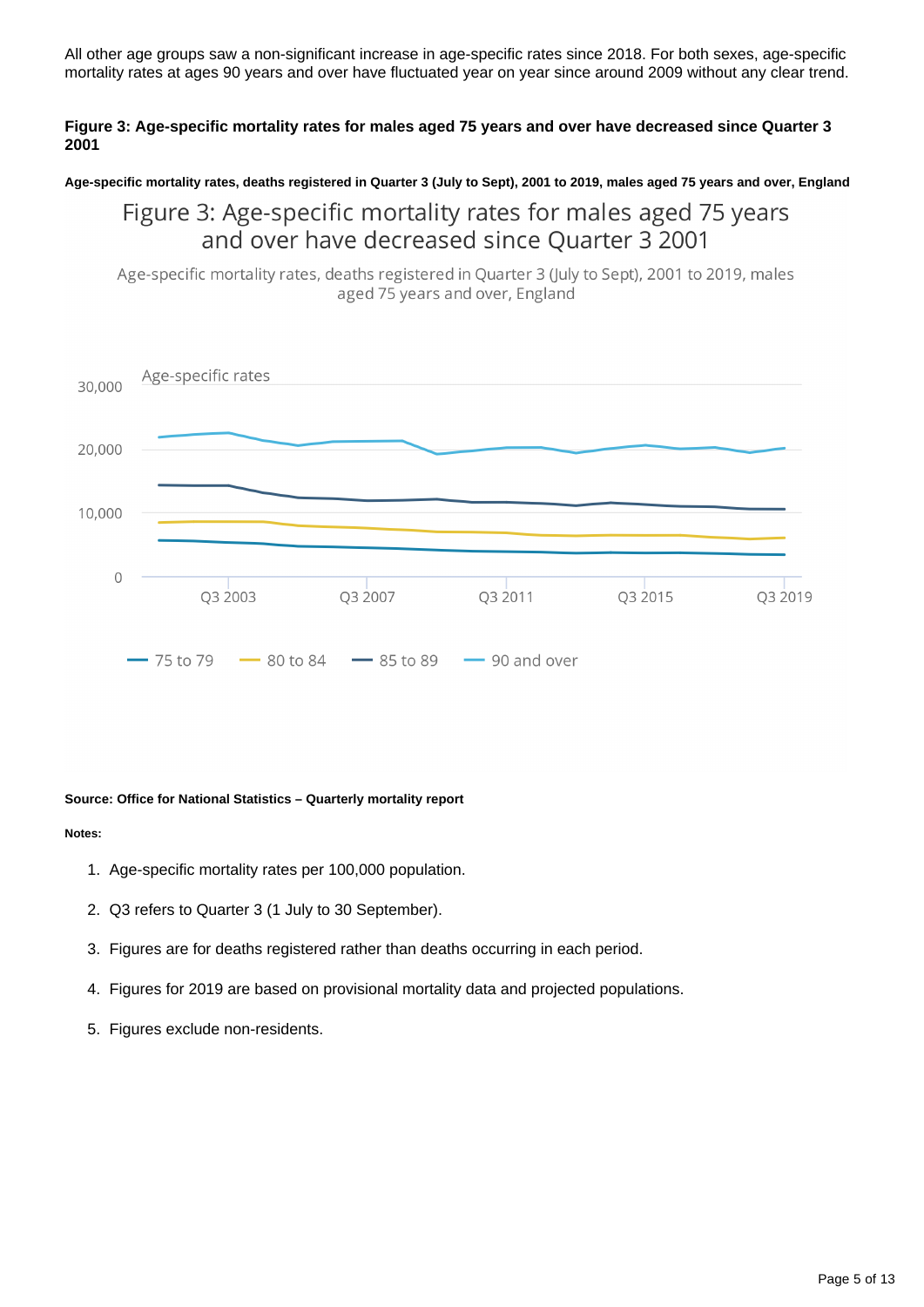All other age groups saw a non-significant increase in age-specific rates since 2018. For both sexes, age-specific mortality rates at ages 90 years and over have fluctuated year on year since around 2009 without any clear trend.

**Figure 3: Age-specific mortality rates for males aged 75 years and over have decreased since Quarter 3 2001**

**Age-specific mortality rates, deaths registered in Quarter 3 (July to Sept), 2001 to 2019, males aged 75 years and over, England**

**Source: Office for National Statistics – Quarterly mortality report**

**Notes:**

1. Age-specific mortality rates per 100,000 population.
2. Q3 refers to Quarter 3 (1 July to 30 September).
3. Figures are for deaths registered rather than deaths occurring in each period.
4. Figures for 2019 are based on provisional mortality data and projected populations.
5. Figures exclude non-residents.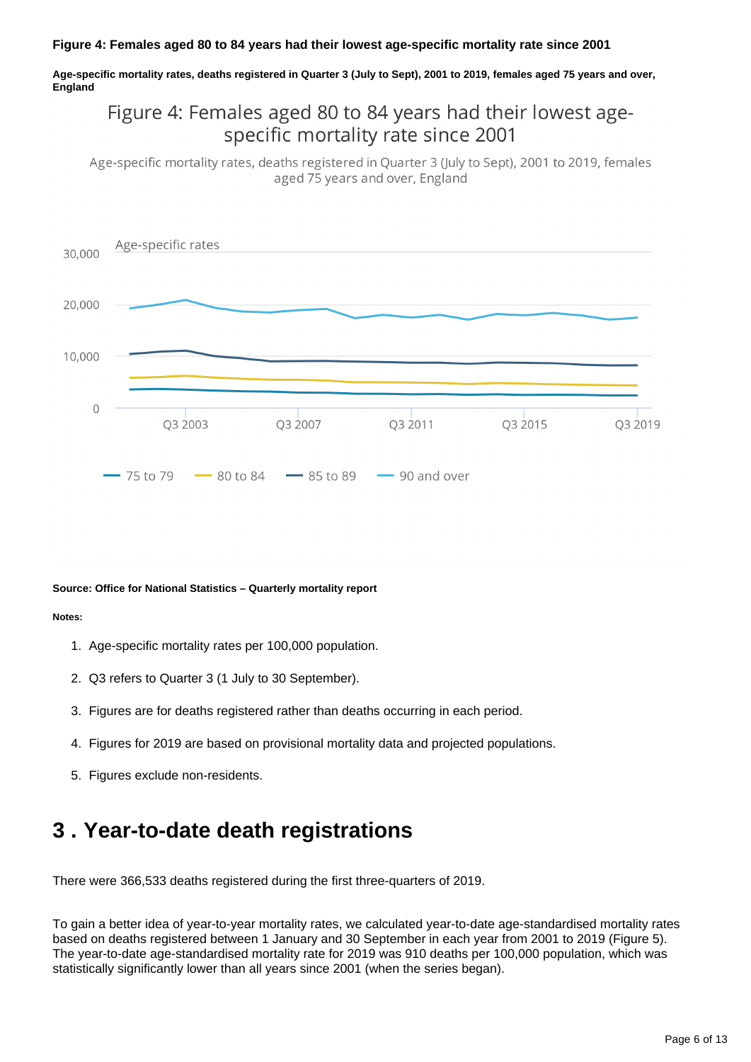**Figure 4: Females aged 80 to 84 years had their lowest age-specific mortality rate since 2001**

**Age-specific mortality rates, deaths registered in Quarter 3 (July to Sept), 2001 to 2019, females aged 75 years and over, England**

**Source: Office for National Statistics – Quarterly mortality report**

**Notes:**

1. Age-specific mortality rates per 100,000 population.
2. Q3 refers to Quarter 3 (1 July to 30 September).
3. Figures are for deaths registered rather than deaths occurring in each period.
4. Figures for 2019 are based on provisional mortality data and projected populations.
5. Figures exclude non-residents.

# 3 . Year-to-date death registrations

There were 366,533 deaths registered during the first three-quarters of 2019.

To gain a better idea of year-to-year mortality rates, we calculated year-to-date age-standardised mortality rates based on deaths registered between 1 January and 30 September in each year from 2001 to 2019 (Figure 5). The year-to-date age-standardised mortality rate for 2019 was 910 deaths per 100,000 population, which was statistically significantly lower than all years since 2001 (when the series began).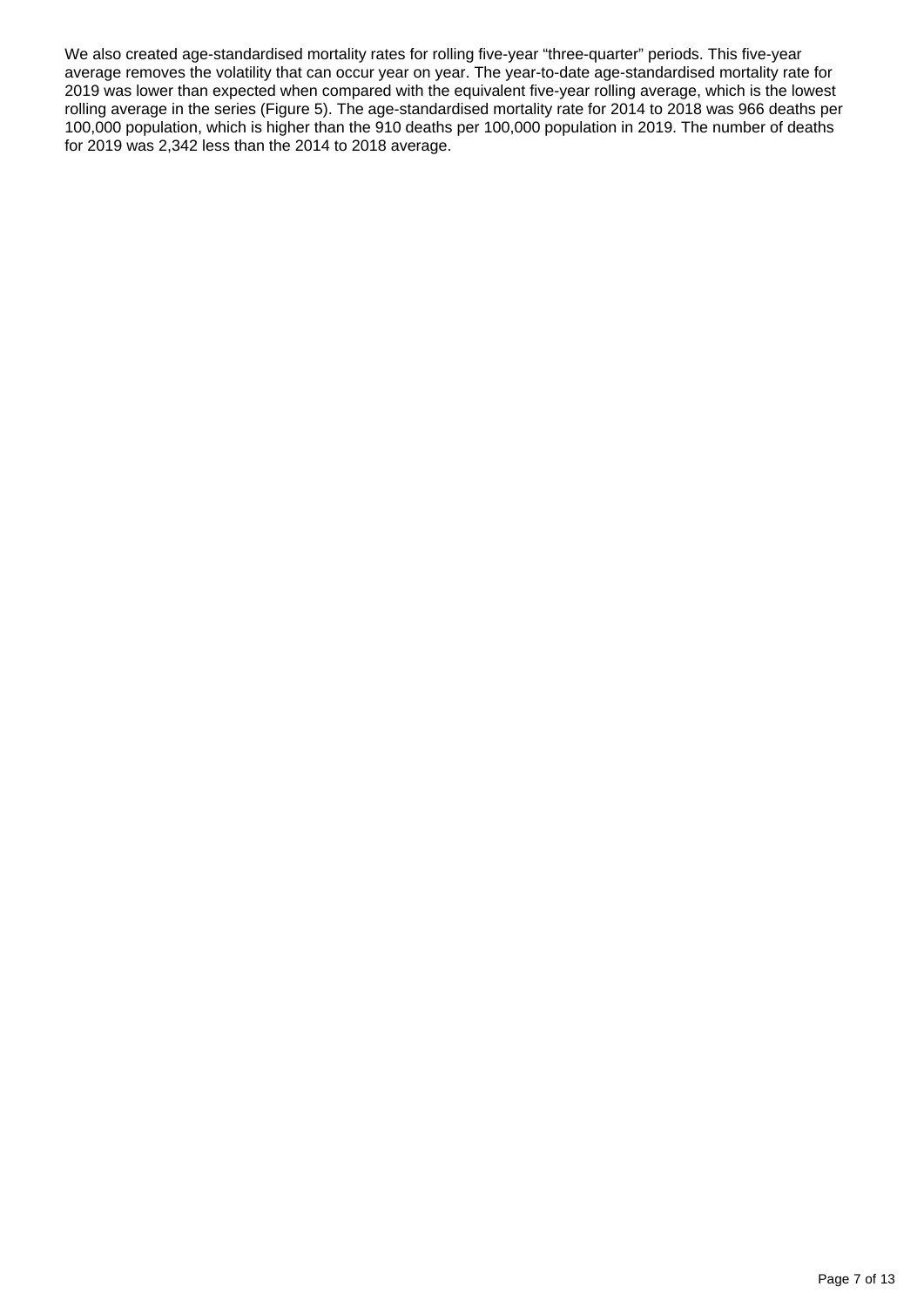We also created age-standardised mortality rates for rolling five-year “three-quarter” periods. This five-year average removes the volatility that can occur year on year. The year-to-date age-standardised mortality rate for 2019 was lower than expected when compared with the equivalent five-year rolling average, which is the lowest rolling average in the series (Figure 5). The age-standardised mortality rate for 2014 to 2018 was 966 deaths per 100,000 population, which is higher than the 910 deaths per 100,000 population in 2019. The number of deaths for 2019 was 2,342 less than the 2014 to 2018 average.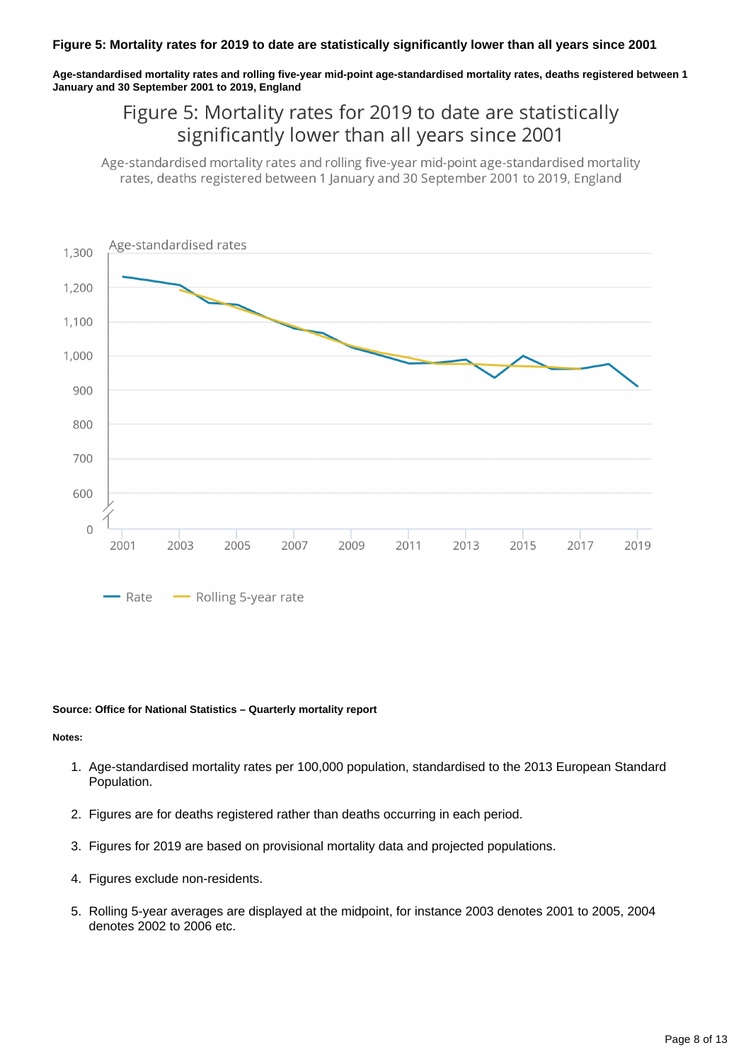**Figure 5: Mortality rates for 2019 to date are statistically significantly lower than all years since 2001**

**Age-standardised mortality rates and rolling five-year mid-point age-standardised mortality rates, deaths registered between 1 January and 30 September 2001 to 2019, England**

**Source: Office for National Statistics – Quarterly mortality report**

**Notes:**

1. Age-standardised mortality rates per 100,000 population, standardised to the 2013 European Standard Population.
2. Figures are for deaths registered rather than deaths occurring in each period.
3. Figures for 2019 are based on provisional mortality data and projected populations.
4. Figures exclude non-residents.
5. Rolling 5-year averages are displayed at the midpoint, for instance 2003 denotes 2001 to 2005, 2004 denotes 2002 to 2006 etc.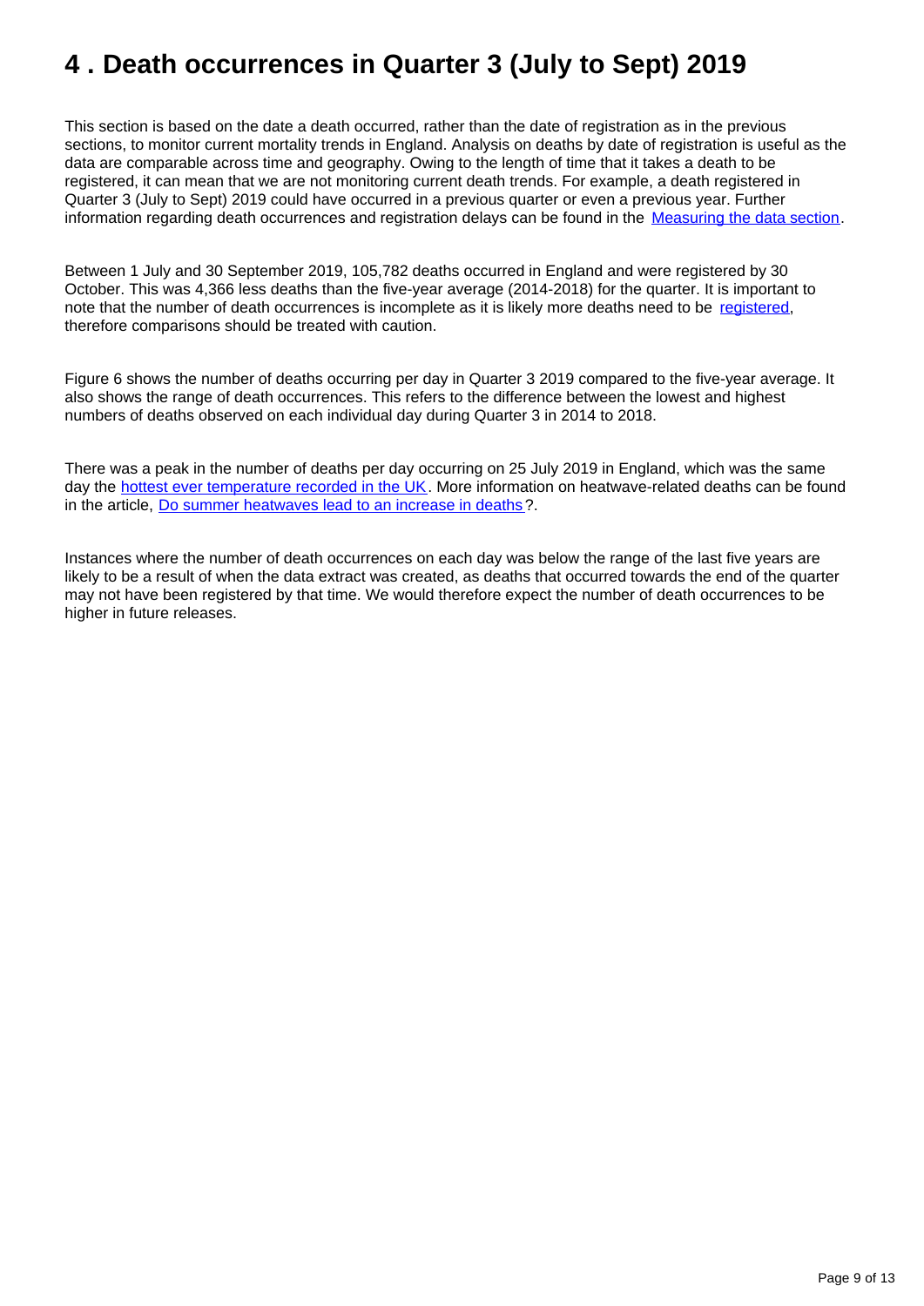# 4 . Death occurrences in Quarter 3 (July to Sept) 2019

This section is based on the date a death occurred, rather than the date of registration as in the previous sections, to monitor current mortality trends in England. Analysis on deaths by date of registration is useful as the data are comparable across time and geography. Owing to the length of time that it takes a death to be registered, it can mean that we are not monitoring current death trends. For example, a death registered in Quarter 3 (July to Sept) 2019 could have occurred in a previous quarter or even a previous year. Further information regarding death occurrences and registration delays can be found in the [Measuring the data section](#).

Between 1 July and 30 September 2019, 105,782 deaths occurred in England and were registered by 30 October. This was 4,366 less deaths than the five-year average (2014-2018) for the quarter. It is important to note that the number of death occurrences is incomplete as it is likely more deaths need to be [registered](#), therefore comparisons should be treated with caution.

Figure 6 shows the number of deaths occurring per day in Quarter 3 2019 compared to the five-year average. It also shows the range of death occurrences. This refers to the difference between the lowest and highest numbers of deaths observed on each individual day during Quarter 3 in 2014 to 2018.

There was a peak in the number of deaths per day occurring on 25 July 2019 in England, which was the same day the [hottest ever temperature recorded in the UK](#). More information on heatwave-related deaths can be found in the article, [Do summer heatwaves lead to an increase in deaths](#)?.

Instances where the number of death occurrences on each day was below the range of the last five years are likely to be a result of when the data extract was created, as deaths that occurred towards the end of the quarter may not have been registered by that time. We would therefore expect the number of death occurrences to be higher in future releases.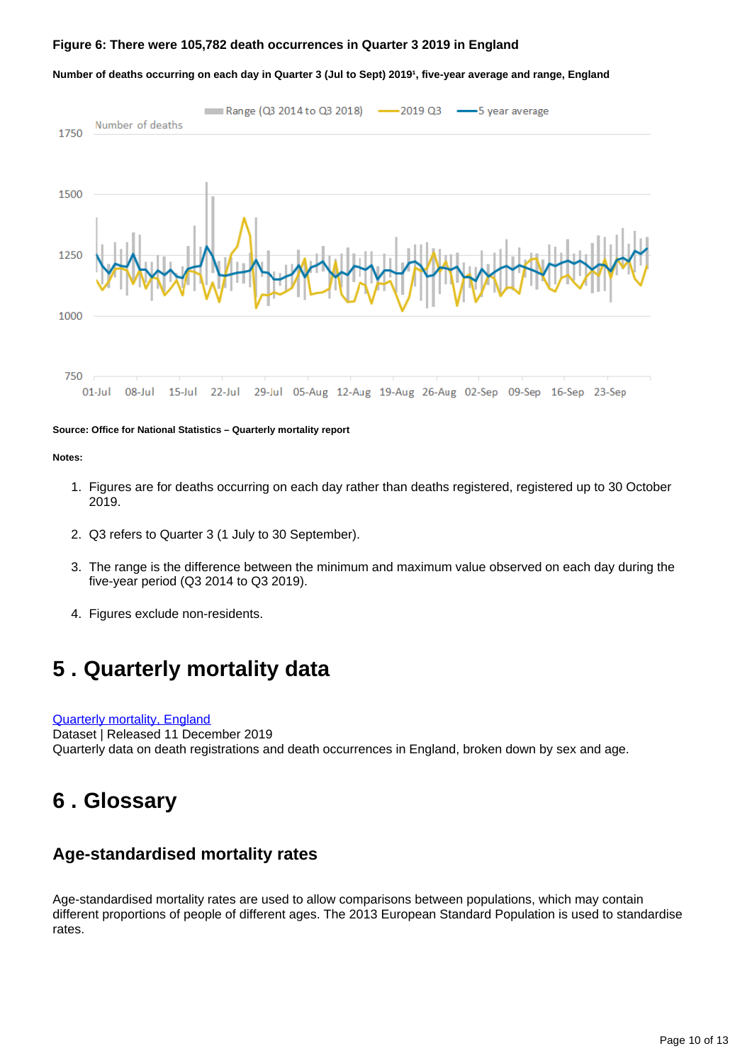**Figure 6: There were 105,782 death occurrences in Quarter 3 2019 in England**

**Number of deaths occurring on each day in Quarter 3 (Jul to Sept) 2019[1], five-year average and range, England**

**Source: Office for National Statistics – Quarterly mortality report**

**Notes:**

1. Figures are for deaths occurring on each day rather than deaths registered, registered up to 30 October 2019.
2. Q3 refers to Quarter 3 (1 July to 30 September).
3. The range is the difference between the minimum and maximum value observed on each day during the five-year period (Q3 2014 to Q3 2019).
4. Figures exclude non-residents.

# 5 . Quarterly mortality data

[Quarterly mortality, England](#)
Dataset | Released 11 December 2019
Quarterly data on death registrations and death occurrences in England, broken down by sex and age.

# 6 . Glossary

## Age-standardised mortality rates

Age-standardised mortality rates are used to allow comparisons between populations, which may contain different proportions of people of different ages. The 2013 European Standard Population is used to standardise rates.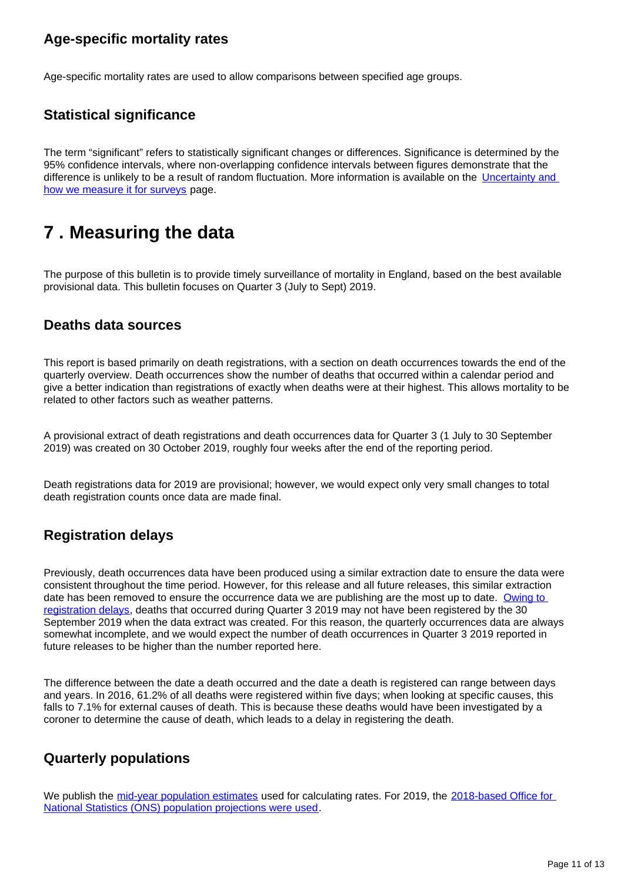### Age-specific mortality rates

Age-specific mortality rates are used to allow comparisons between specified age groups.

### Statistical significance

The term "significant" refers to statistically significant changes or differences. Significance is determined by the 95% confidence intervals, where non-overlapping confidence intervals between figures demonstrate that the difference is unlikely to be a result of random fluctuation. More information is available on the [Uncertainty and how we measure it for surveys](#) page.

## 7 . Measuring the data

The purpose of this bulletin is to provide timely surveillance of mortality in England, based on the best available provisional data. This bulletin focuses on Quarter 3 (July to Sept) 2019.

### Deaths data sources

This report is based primarily on death registrations, with a section on death occurrences towards the end of the quarterly overview. Death occurrences show the number of deaths that occurred within a calendar period and give a better indication than registrations of exactly when deaths were at their highest. This allows mortality to be related to other factors such as weather patterns.

A provisional extract of death registrations and death occurrences data for Quarter 3 (1 July to 30 September 2019) was created on 30 October 2019, roughly four weeks after the end of the reporting period.

Death registrations data for 2019 are provisional; however, we would expect only very small changes to total death registration counts once data are made final.

### Registration delays

Previously, death occurrences data have been produced using a similar extraction date to ensure the data were consistent throughout the time period. However, for this release and all future releases, this similar extraction date has been removed to ensure the occurrence data we are publishing are the most up to date. [Owing to registration delays](#), deaths that occurred during Quarter 3 2019 may not have been registered by the 30 September 2019 when the data extract was created. For this reason, the quarterly occurrences data are always somewhat incomplete, and we would expect the number of death occurrences in Quarter 3 2019 reported in future releases to be higher than the number reported here.

The difference between the date a death occurred and the date a death is registered can range between days and years. In 2016, 61.2% of all deaths were registered within five days; when looking at specific causes, this falls to 7.1% for external causes of death. This is because these deaths would have been investigated by a coroner to determine the cause of death, which leads to a delay in registering the death.

### Quarterly populations

We publish the [mid-year population estimates](#) used for calculating rates. For 2019, the [2018-based Office for National Statistics (ONS) population projections were used](#).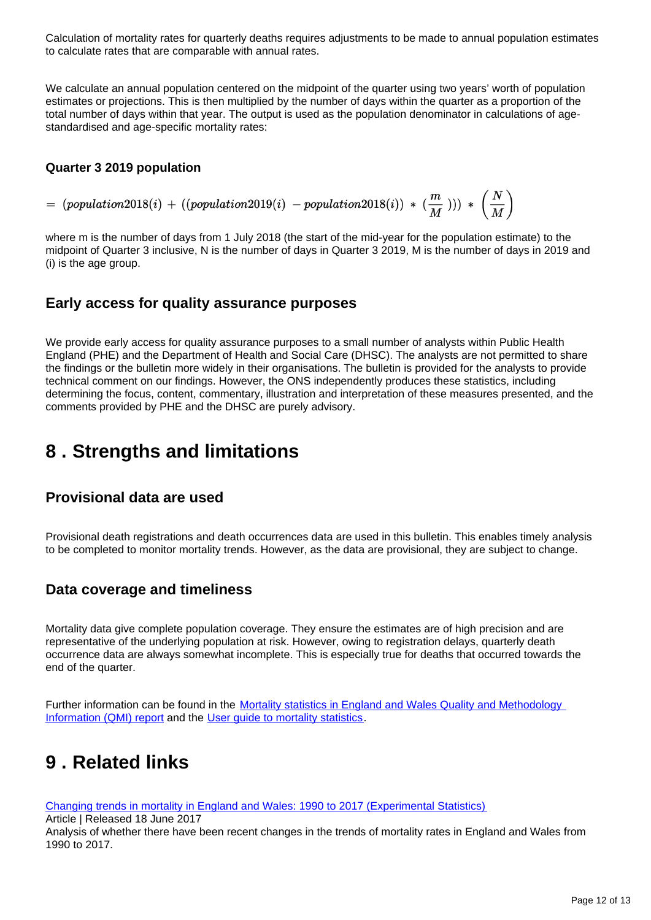Calculation of mortality rates for quarterly deaths requires adjustments to be made to annual population estimates to calculate rates that are comparable with annual rates.

We calculate an annual population centered on the midpoint of the quarter using two years' worth of population estimates or projections. This is then multiplied by the number of days within the quarter as a proportion of the total number of days within that year. The output is used as the population denominator in calculations of age-standardised and age-specific mortality rates:

### Quarter 3 2019 population

$$= \; (population2018(i) \; + \; ((population2019(i) \; - population2018(i)) \; * \; (\frac{m}{M}))) \; * \; \left(\frac{N}{M}\right)$$

where m is the number of days from 1 July 2018 (the start of the mid-year for the population estimate) to the midpoint of Quarter 3 inclusive, N is the number of days in Quarter 3 2019, M is the number of days in 2019 and (i) is the age group.

## Early access for quality assurance purposes

We provide early access for quality assurance purposes to a small number of analysts within Public Health England (PHE) and the Department of Health and Social Care (DHSC). The analysts are not permitted to share the findings or the bulletin more widely in their organisations. The bulletin is provided for the analysts to provide technical comment on our findings. However, the ONS independently produces these statistics, including determining the focus, content, commentary, illustration and interpretation of these measures presented, and the comments provided by PHE and the DHSC are purely advisory.

# 8 . Strengths and limitations

## Provisional data are used

Provisional death registrations and death occurrences data are used in this bulletin. This enables timely analysis to be completed to monitor mortality trends. However, as the data are provisional, they are subject to change.

## Data coverage and timeliness

Mortality data give complete population coverage. They ensure the estimates are of high precision and are representative of the underlying population at risk. However, owing to registration delays, quarterly death occurrence data are always somewhat incomplete. This is especially true for deaths that occurred towards the end of the quarter.

Further information can be found in the Mortality statistics in England and Wales Quality and Methodology Information (QMI) report and the User guide to mortality statistics.

# 9 . Related links

Changing trends in mortality in England and Wales: 1990 to 2017 (Experimental Statistics)
Article | Released 18 June 2017
Analysis of whether there have been recent changes in the trends of mortality rates in England and Wales from 1990 to 2017.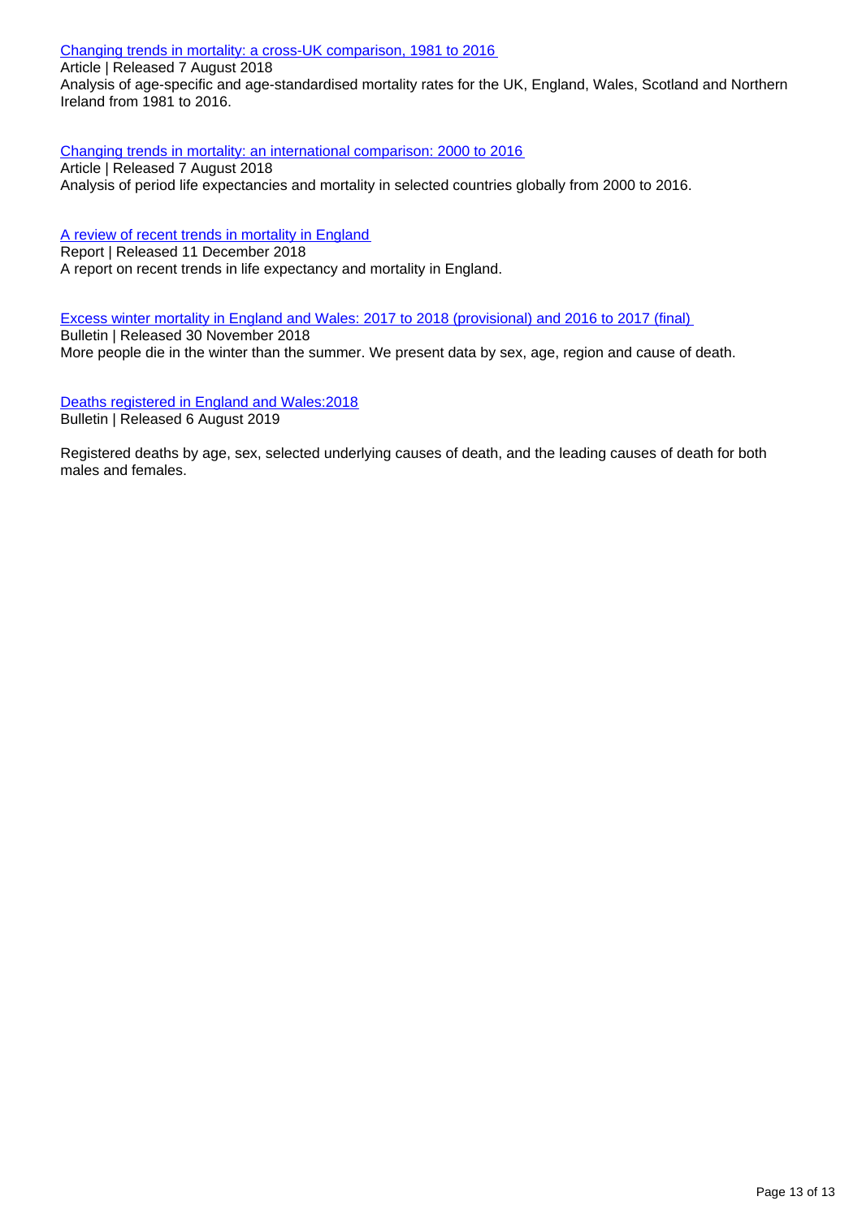[Changing trends in mortality: a cross-UK comparison, 1981 to 2016](#)
Article | Released 7 August 2018
Analysis of age-specific and age-standardised mortality rates for the UK, England, Wales, Scotland and Northern Ireland from 1981 to 2016.

[Changing trends in mortality: an international comparison: 2000 to 2016](#)
Article | Released 7 August 2018
Analysis of period life expectancies and mortality in selected countries globally from 2000 to 2016.

[A review of recent trends in mortality in England](#)
Report | Released 11 December 2018
A report on recent trends in life expectancy and mortality in England.

[Excess winter mortality in England and Wales: 2017 to 2018 (provisional) and 2016 to 2017 (final)](#)
Bulletin | Released 30 November 2018
More people die in the winter than the summer. We present data by sex, age, region and cause of death.

[Deaths registered in England and Wales:2018](#)
Bulletin | Released 6 August 2019

Registered deaths by age, sex, selected underlying causes of death, and the leading causes of death for both males and females.